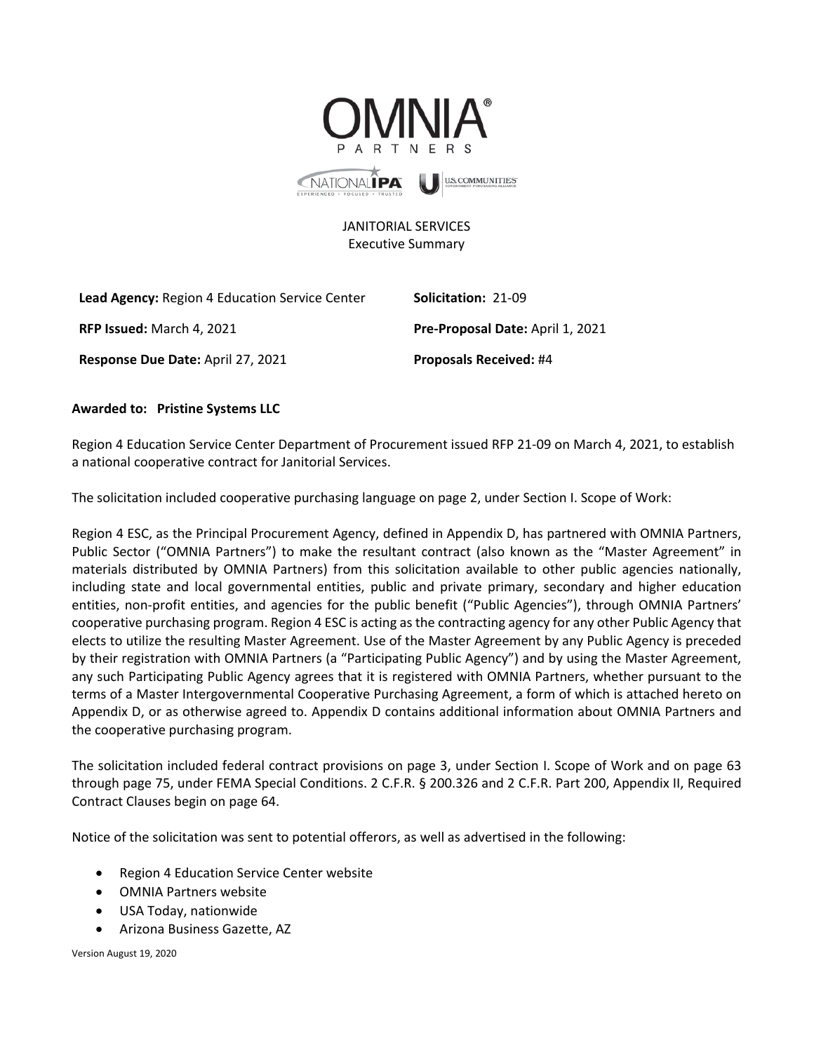JANITORIAL SERVICES
Executive Summary

| | |
|---|---|
| **Lead Agency:** Region 4 Education Service Center | **Solicitation:** 21-09 |
| **RFP Issued:** March 4, 2021 | **Pre-Proposal Date:** April 1, 2021 |
| **Response Due Date:** April 27, 2021 | **Proposals Received:** #4 |

**Awarded to: Pristine Systems LLC**

Region 4 Education Service Center Department of Procurement issued RFP 21-09 on March 4, 2021, to establish a national cooperative contract for Janitorial Services.

The solicitation included cooperative purchasing language on page 2, under Section I. Scope of Work:

Region 4 ESC, as the Principal Procurement Agency, defined in Appendix D, has partnered with OMNIA Partners, Public Sector ("OMNIA Partners") to make the resultant contract (also known as the "Master Agreement" in materials distributed by OMNIA Partners) from this solicitation available to other public agencies nationally, including state and local governmental entities, public and private primary, secondary and higher education entities, non-profit entities, and agencies for the public benefit ("Public Agencies"), through OMNIA Partners' cooperative purchasing program. Region 4 ESC is acting as the contracting agency for any other Public Agency that elects to utilize the resulting Master Agreement. Use of the Master Agreement by any Public Agency is preceded by their registration with OMNIA Partners (a "Participating Public Agency") and by using the Master Agreement, any such Participating Public Agency agrees that it is registered with OMNIA Partners, whether pursuant to the terms of a Master Intergovernmental Cooperative Purchasing Agreement, a form of which is attached hereto on Appendix D, or as otherwise agreed to. Appendix D contains additional information about OMNIA Partners and the cooperative purchasing program.

The solicitation included federal contract provisions on page 3, under Section I. Scope of Work and on page 63 through page 75, under FEMA Special Conditions. 2 C.F.R. § 200.326 and 2 C.F.R. Part 200, Appendix II, Required Contract Clauses begin on page 64.

Notice of the solicitation was sent to potential offerors, as well as advertised in the following:

- Region 4 Education Service Center website
- OMNIA Partners website
- USA Today, nationwide
- Arizona Business Gazette, AZ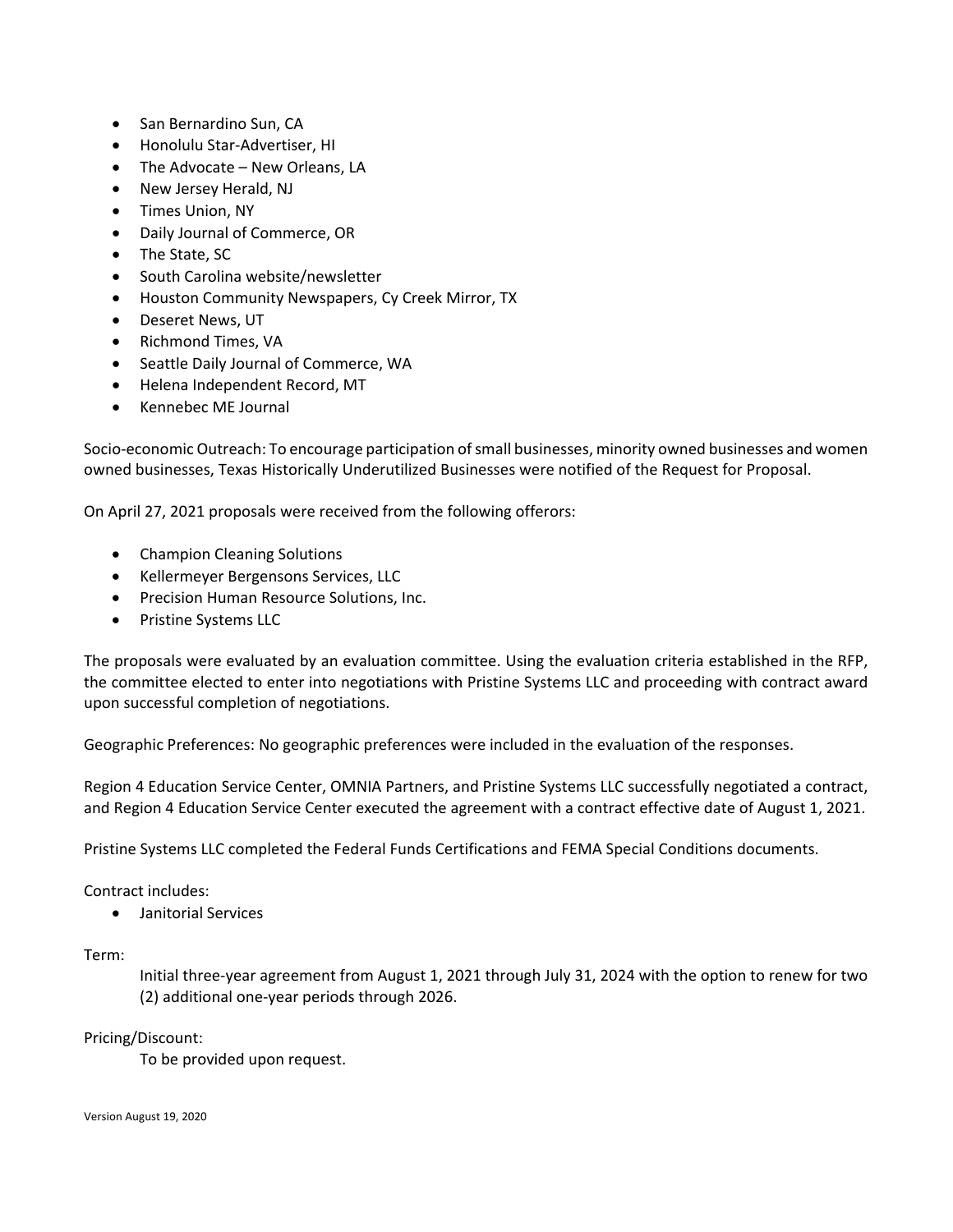- San Bernardino Sun, CA
- Honolulu Star-Advertiser, HI
- The Advocate – New Orleans, LA
- New Jersey Herald, NJ
- Times Union, NY
- Daily Journal of Commerce, OR
- The State, SC
- South Carolina website/newsletter
- Houston Community Newspapers, Cy Creek Mirror, TX
- Deseret News, UT
- Richmond Times, VA
- Seattle Daily Journal of Commerce, WA
- Helena Independent Record, MT
- Kennebec ME Journal

Socio-economic Outreach: To encourage participation of small businesses, minority owned businesses and women owned businesses, Texas Historically Underutilized Businesses were notified of the Request for Proposal.

On April 27, 2021 proposals were received from the following offerors:

- Champion Cleaning Solutions
- Kellermeyer Bergensons Services, LLC
- Precision Human Resource Solutions, Inc.
- Pristine Systems LLC

The proposals were evaluated by an evaluation committee. Using the evaluation criteria established in the RFP, the committee elected to enter into negotiations with Pristine Systems LLC and proceeding with contract award upon successful completion of negotiations.

Geographic Preferences: No geographic preferences were included in the evaluation of the responses.

Region 4 Education Service Center, OMNIA Partners, and Pristine Systems LLC successfully negotiated a contract, and Region 4 Education Service Center executed the agreement with a contract effective date of August 1, 2021.

Pristine Systems LLC completed the Federal Funds Certifications and FEMA Special Conditions documents.

Contract includes:

- Janitorial Services

Term:

Initial three-year agreement from August 1, 2021 through July 31, 2024 with the option to renew for two (2) additional one-year periods through 2026.

Pricing/Discount:

To be provided upon request.

Version August 19, 2020